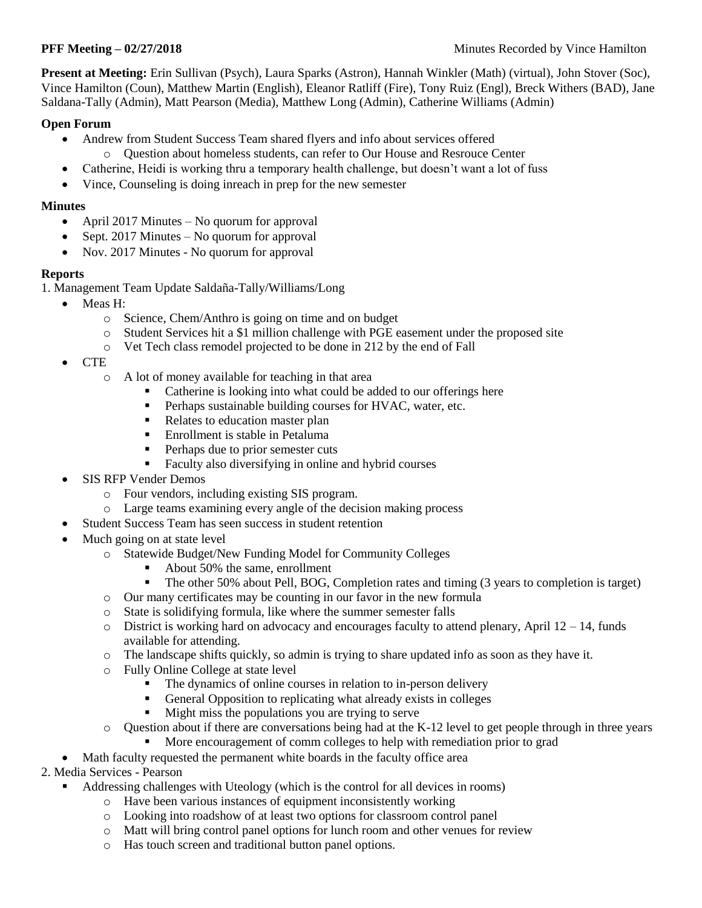**PFF Meeting – 02/27/2018** Minutes Recorded by Vince Hamilton

**Present at Meeting:** Erin Sullivan (Psych), Laura Sparks (Astron), Hannah Winkler (Math) (virtual), John Stover (Soc), Vince Hamilton (Coun), Matthew Martin (English), Eleanor Ratliff (Fire), Tony Ruiz (Engl), Breck Withers (BAD), Jane Saldana-Tally (Admin), Matt Pearson (Media), Matthew Long (Admin), Catherine Williams (Admin)

**Open Forum**

- Andrew from Student Success Team shared flyers and info about services offered
  - Question about homeless students, can refer to Our House and Resrouce Center
- Catherine, Heidi is working thru a temporary health challenge, but doesn't want a lot of fuss
- Vince, Counseling is doing inreach in prep for the new semester

**Minutes**

- April 2017 Minutes – No quorum for approval
- Sept. 2017 Minutes – No quorum for approval
- Nov. 2017 Minutes - No quorum for approval

**Reports**

1. Management Team Update Saldaña-Tally/Williams/Long

- Meas H:
  - Science, Chem/Anthro is going on time and on budget
  - Student Services hit a $1 million challenge with PGE easement under the proposed site
  - Vet Tech class remodel projected to be done in 212 by the end of Fall
- CTE
  - A lot of money available for teaching in that area
    - Catherine is looking into what could be added to our offerings here
    - Perhaps sustainable building courses for HVAC, water, etc.
    - Relates to education master plan
    - Enrollment is stable in Petaluma
    - Perhaps due to prior semester cuts
    - Faculty also diversifying in online and hybrid courses
- SIS RFP Vender Demos
  - Four vendors, including existing SIS program.
  - Large teams examining every angle of the decision making process
- Student Success Team has seen success in student retention
- Much going on at state level
  - Statewide Budget/New Funding Model for Community Colleges
    - About 50% the same, enrollment
    - The other 50% about Pell, BOG, Completion rates and timing (3 years to completion is target)
  - Our many certificates may be counting in our favor in the new formula
  - State is solidifying formula, like where the summer semester falls
  - District is working hard on advocacy and encourages faculty to attend plenary, April 12 – 14, funds available for attending.
  - The landscape shifts quickly, so admin is trying to share updated info as soon as they have it.
  - Fully Online College at state level
    - The dynamics of online courses in relation to in-person delivery
    - General Opposition to replicating what already exists in colleges
    - Might miss the populations you are trying to serve
  - Question about if there are conversations being had at the K-12 level to get people through in three years
    - More encouragement of comm colleges to help with remediation prior to grad
- Math faculty requested the permanent white boards in the faculty office area

2. Media Services - Pearson

- Addressing challenges with Uteology (which is the control for all devices in rooms)
  - Have been various instances of equipment inconsistently working
  - Looking into roadshow of at least two options for classroom control panel
  - Matt will bring control panel options for lunch room and other venues for review
  - Has touch screen and traditional button panel options.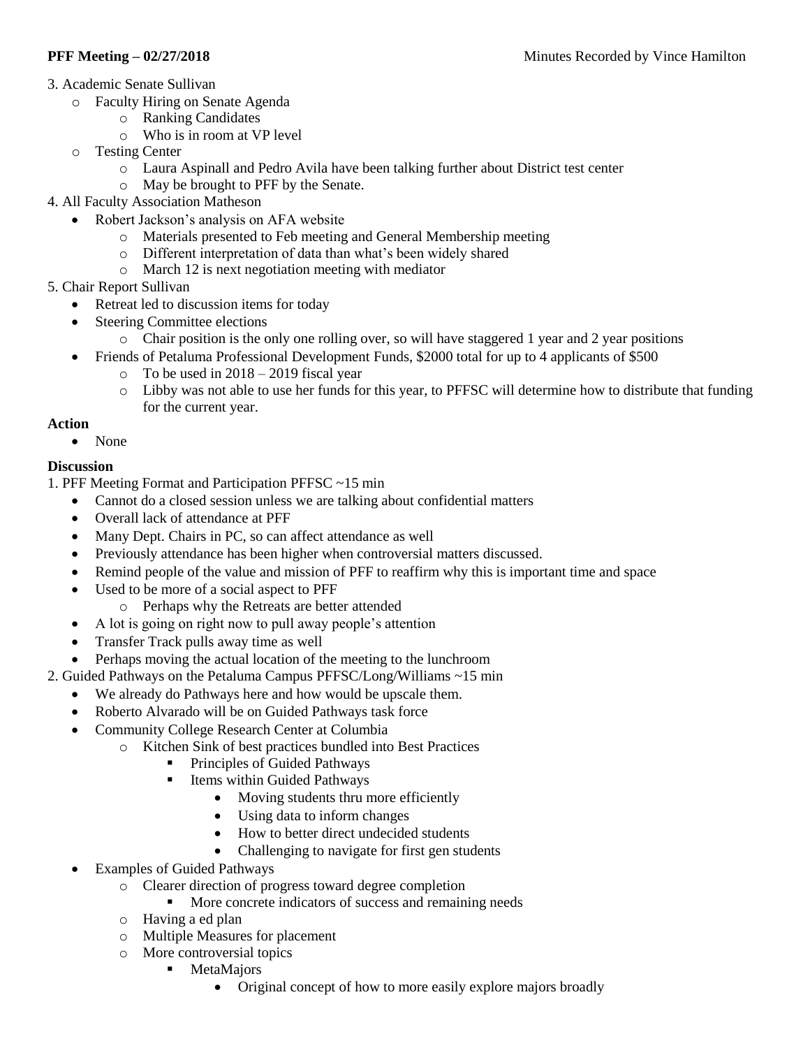**PFF Meeting – 02/27/2018** Minutes Recorded by Vince Hamilton

3. Academic Senate Sullivan
   - Faculty Hiring on Senate Agenda
     - Ranking Candidates
     - Who is in room at VP level
   - Testing Center
     - Laura Aspinall and Pedro Avila have been talking further about District test center
     - May be brought to PFF by the Senate.
4. All Faculty Association Matheson
   - Robert Jackson's analysis on AFA website
     - Materials presented to Feb meeting and General Membership meeting
     - Different interpretation of data than what's been widely shared
     - March 12 is next negotiation meeting with mediator
5. Chair Report Sullivan
   - Retreat led to discussion items for today
   - Steering Committee elections
     - Chair position is the only one rolling over, so will have staggered 1 year and 2 year positions
   - Friends of Petaluma Professional Development Funds, $2000 total for up to 4 applicants of $500
     - To be used in 2018 – 2019 fiscal year
     - Libby was not able to use her funds for this year, to PFFSC will determine how to distribute that funding for the current year.

**Action**

- None

**Discussion**

1. PFF Meeting Format and Participation PFFSC ~15 min
   - Cannot do a closed session unless we are talking about confidential matters
   - Overall lack of attendance at PFF
   - Many Dept. Chairs in PC, so can affect attendance as well
   - Previously attendance has been higher when controversial matters discussed.
   - Remind people of the value and mission of PFF to reaffirm why this is important time and space
   - Used to be more of a social aspect to PFF
     - Perhaps why the Retreats are better attended
   - A lot is going on right now to pull away people's attention
   - Transfer Track pulls away time as well
   - Perhaps moving the actual location of the meeting to the lunchroom
2. Guided Pathways on the Petaluma Campus PFFSC/Long/Williams ~15 min
   - We already do Pathways here and how would be upscale them.
   - Roberto Alvarado will be on Guided Pathways task force
   - Community College Research Center at Columbia
     - Kitchen Sink of best practices bundled into Best Practices
       - Principles of Guided Pathways
       - Items within Guided Pathways
         - Moving students thru more efficiently
         - Using data to inform changes
         - How to better direct undecided students
         - Challenging to navigate for first gen students
   - Examples of Guided Pathways
     - Clearer direction of progress toward degree completion
       - More concrete indicators of success and remaining needs
     - Having a ed plan
     - Multiple Measures for placement
     - More controversial topics
       - MetaMajors
         - Original concept of how to more easily explore majors broadly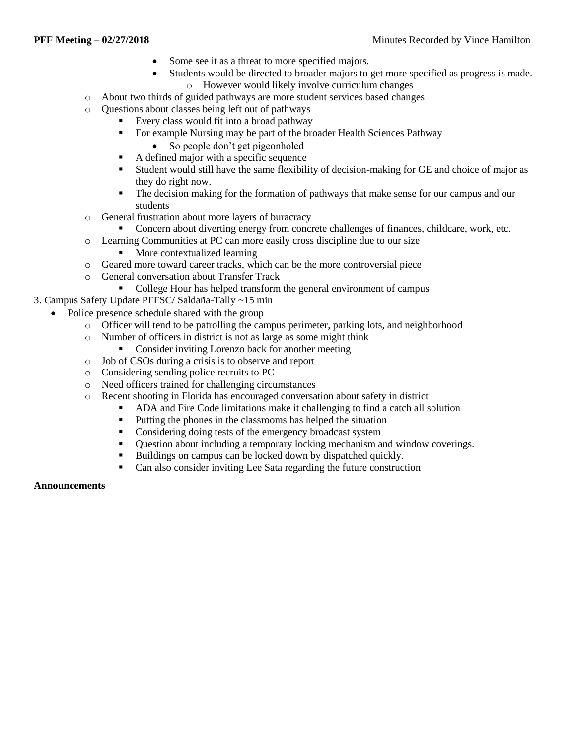- Some see it as a threat to more specified majors.
        - Students would be directed to broader majors to get more specified as progress is made.
          - However would likely involve curriculum changes
  - About two thirds of guided pathways are more student services based changes
  - Questions about classes being left out of pathways
    - Every class would fit into a broad pathway
    - For example Nursing may be part of the broader Health Sciences Pathway
      - So people don't get pigeonholed
    - A defined major with a specific sequence
    - Student would still have the same flexibility of decision-making for GE and choice of major as they do right now.
    - The decision making for the formation of pathways that make sense for our campus and our students
  - General frustration about more layers of buracracy
    - Concern about diverting energy from concrete challenges of finances, childcare, work, etc.
  - Learning Communities at PC can more easily cross discipline due to our size
    - More contextualized learning
  - Geared more toward career tracks, which can be the more controversial piece
  - General conversation about Transfer Track
    - College Hour has helped transform the general environment of campus

3. Campus Safety Update PFFSC/ Saldaña-Tally ~15 min

- Police presence schedule shared with the group
  - Officer will tend to be patrolling the campus perimeter, parking lots, and neighborhood
  - Number of officers in district is not as large as some might think
    - Consider inviting Lorenzo back for another meeting
  - Job of CSOs during a crisis is to observe and report
  - Considering sending police recruits to PC
  - Need officers trained for challenging circumstances
  - Recent shooting in Florida has encouraged conversation about safety in district
    - ADA and Fire Code limitations make it challenging to find a catch all solution
    - Putting the phones in the classrooms has helped the situation
    - Considering doing tests of the emergency broadcast system
    - Question about including a temporary locking mechanism and window coverings.
    - Buildings on campus can be locked down by dispatched quickly.
    - Can also consider inviting Lee Sata regarding the future construction

**Announcements**